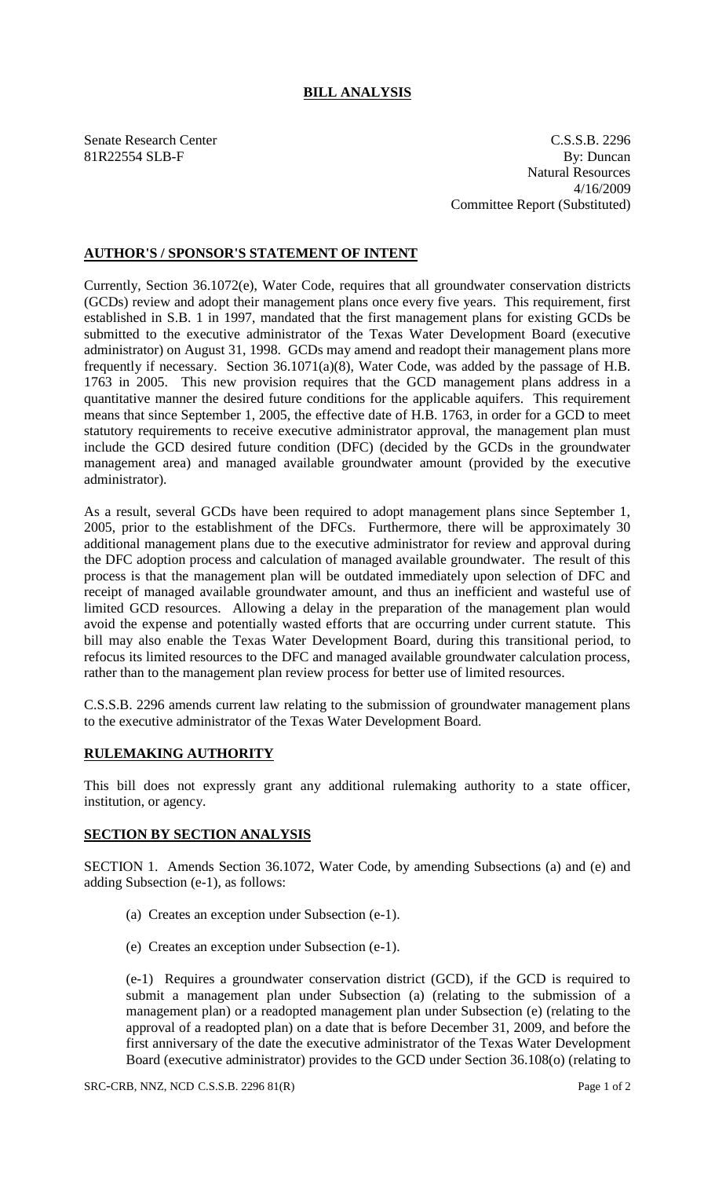# BILL ANALYSIS

Senate Research Center
81R22554 SLB-F

C.S.S.B. 2296
By: Duncan
Natural Resources
4/16/2009
Committee Report (Substituted)

## AUTHOR'S / SPONSOR'S STATEMENT OF INTENT

Currently, Section 36.1072(e), Water Code, requires that all groundwater conservation districts (GCDs) review and adopt their management plans once every five years. This requirement, first established in S.B. 1 in 1997, mandated that the first management plans for existing GCDs be submitted to the executive administrator of the Texas Water Development Board (executive administrator) on August 31, 1998. GCDs may amend and readopt their management plans more frequently if necessary. Section 36.1071(a)(8), Water Code, was added by the passage of H.B. 1763 in 2005. This new provision requires that the GCD management plans address in a quantitative manner the desired future conditions for the applicable aquifers. This requirement means that since September 1, 2005, the effective date of H.B. 1763, in order for a GCD to meet statutory requirements to receive executive administrator approval, the management plan must include the GCD desired future condition (DFC) (decided by the GCDs in the groundwater management area) and managed available groundwater amount (provided by the executive administrator).

As a result, several GCDs have been required to adopt management plans since September 1, 2005, prior to the establishment of the DFCs. Furthermore, there will be approximately 30 additional management plans due to the executive administrator for review and approval during the DFC adoption process and calculation of managed available groundwater. The result of this process is that the management plan will be outdated immediately upon selection of DFC and receipt of managed available groundwater amount, and thus an inefficient and wasteful use of limited GCD resources. Allowing a delay in the preparation of the management plan would avoid the expense and potentially wasted efforts that are occurring under current statute. This bill may also enable the Texas Water Development Board, during this transitional period, to refocus its limited resources to the DFC and managed available groundwater calculation process, rather than to the management plan review process for better use of limited resources.

C.S.S.B. 2296 amends current law relating to the submission of groundwater management plans to the executive administrator of the Texas Water Development Board.

## RULEMAKING AUTHORITY

This bill does not expressly grant any additional rulemaking authority to a state officer, institution, or agency.

## SECTION BY SECTION ANALYSIS

SECTION 1. Amends Section 36.1072, Water Code, by amending Subsections (a) and (e) and adding Subsection (e-1), as follows:

(a) Creates an exception under Subsection (e-1).

(e) Creates an exception under Subsection (e-1).

(e-1) Requires a groundwater conservation district (GCD), if the GCD is required to submit a management plan under Subsection (a) (relating to the submission of a management plan) or a readopted management plan under Subsection (e) (relating to the approval of a readopted plan) on a date that is before December 31, 2009, and before the first anniversary of the date the executive administrator of the Texas Water Development Board (executive administrator) provides to the GCD under Section 36.108(o) (relating to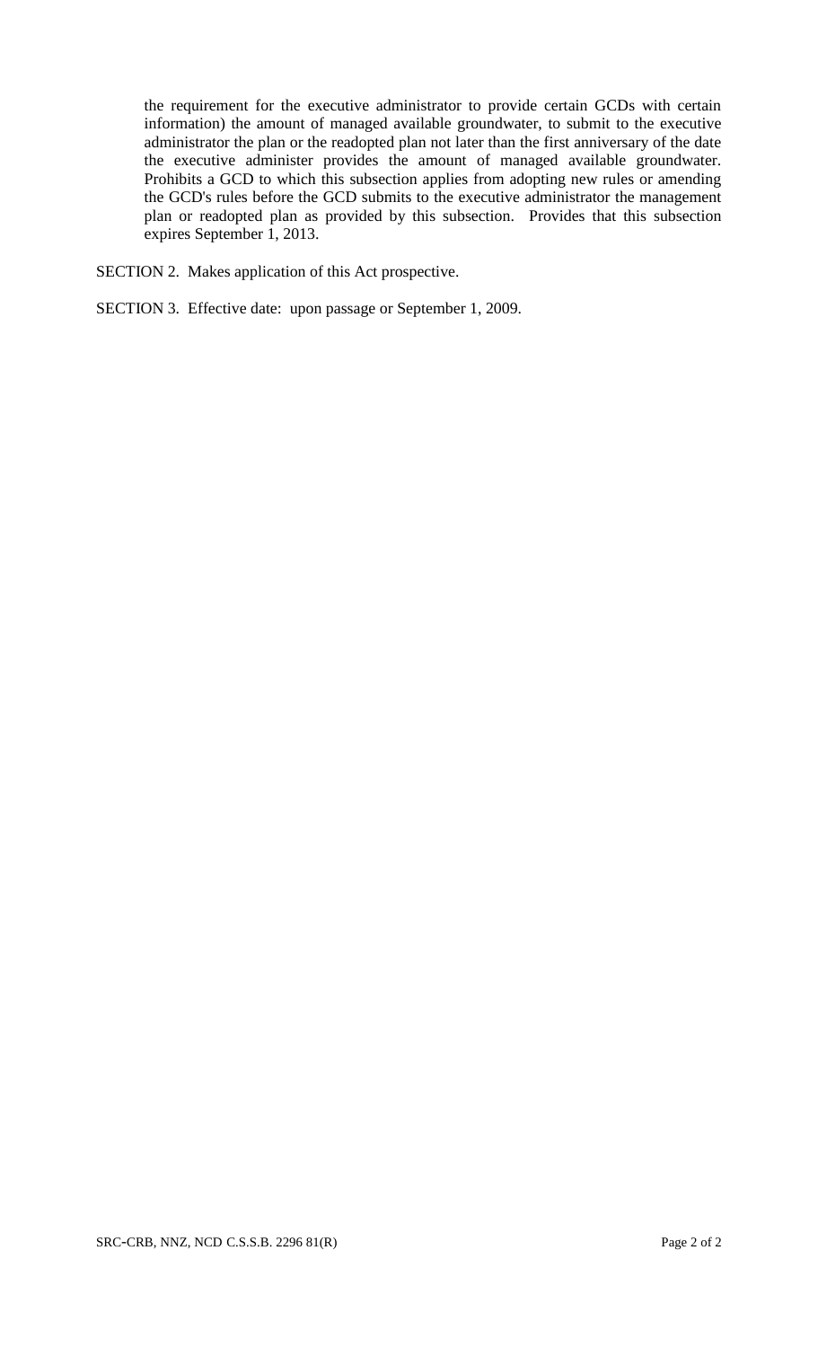the requirement for the executive administrator to provide certain GCDs with certain information) the amount of managed available groundwater, to submit to the executive administrator the plan or the readopted plan not later than the first anniversary of the date the executive administer provides the amount of managed available groundwater. Prohibits a GCD to which this subsection applies from adopting new rules or amending the GCD's rules before the GCD submits to the executive administrator the management plan or readopted plan as provided by this subsection. Provides that this subsection expires September 1, 2013.

SECTION 2. Makes application of this Act prospective.

SECTION 3. Effective date: upon passage or September 1, 2009.